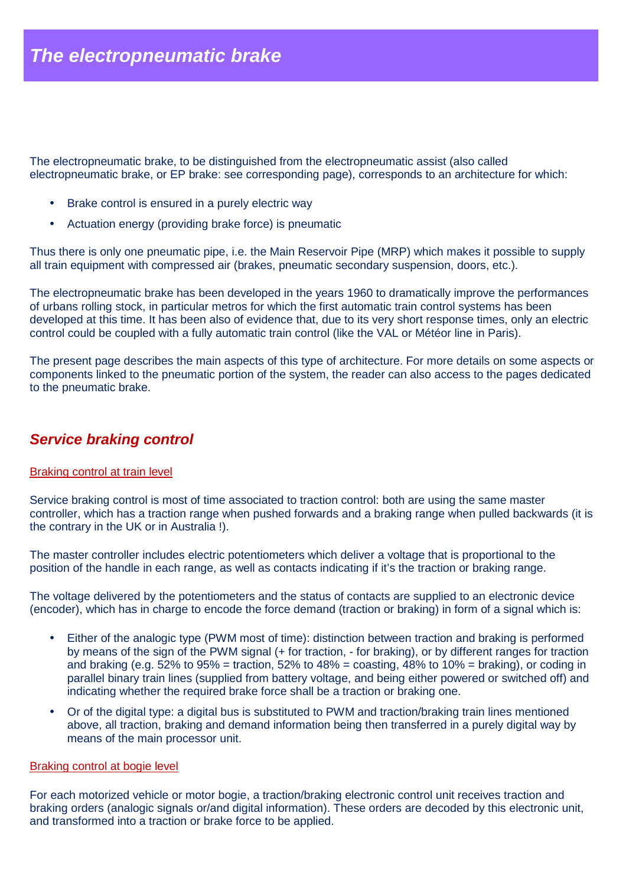# The electropneumatic brake

The electropneumatic brake, to be distinguished from the electropneumatic assist (also called electropneumatic brake, or EP brake: see corresponding page), corresponds to an architecture for which:

- Brake control is ensured in a purely electric way
- Actuation energy (providing brake force) is pneumatic

Thus there is only one pneumatic pipe, i.e. the Main Reservoir Pipe (MRP) which makes it possible to supply all train equipment with compressed air (brakes, pneumatic secondary suspension, doors, etc.).

The electropneumatic brake has been developed in the years 1960 to dramatically improve the performances of urbans rolling stock, in particular metros for which the first automatic train control systems has been developed at this time. It has been also of evidence that, due to its very short response times, only an electric control could be coupled with a fully automatic train control (like the VAL or Météor line in Paris).

The present page describes the main aspects of this type of architecture. For more details on some aspects or components linked to the pneumatic portion of the system, the reader can also access to the pages dedicated to the pneumatic brake.

## Service braking control

### Braking control at train level

Service braking control is most of time associated to traction control: both are using the same master controller, which has a traction range when pushed forwards and a braking range when pulled backwards (it is the contrary in the UK or in Australia !).

The master controller includes electric potentiometers which deliver a voltage that is proportional to the position of the handle in each range, as well as contacts indicating if it's the traction or braking range.

The voltage delivered by the potentiometers and the status of contacts are supplied to an electronic device (encoder), which has in charge to encode the force demand (traction or braking) in form of a signal which is:

- Either of the analogic type (PWM most of time): distinction between traction and braking is performed by means of the sign of the PWM signal (+ for traction, - for braking), or by different ranges for traction and braking (e.g. 52% to 95% = traction, 52% to 48% = coasting, 48% to 10% = braking), or coding in parallel binary train lines (supplied from battery voltage, and being either powered or switched off) and indicating whether the required brake force shall be a traction or braking one.
- Or of the digital type: a digital bus is substituted to PWM and traction/braking train lines mentioned above, all traction, braking and demand information being then transferred in a purely digital way by means of the main processor unit.

### Braking control at bogie level

For each motorized vehicle or motor bogie, a traction/braking electronic control unit receives traction and braking orders (analogic signals or/and digital information). These orders are decoded by this electronic unit, and transformed into a traction or brake force to be applied.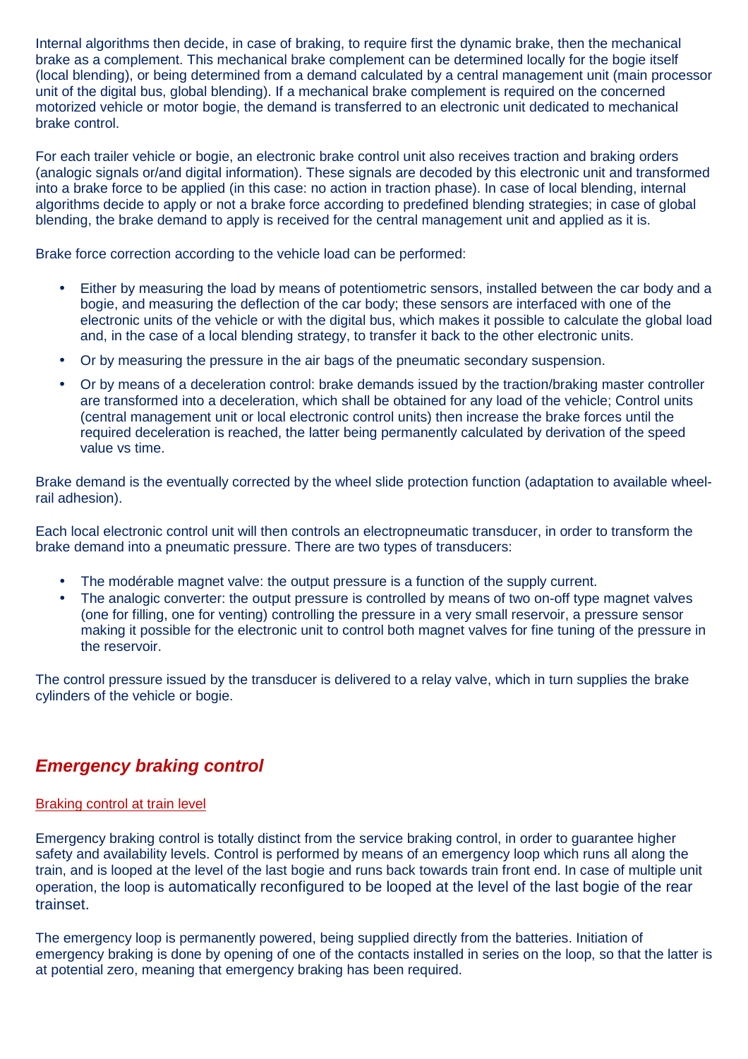Internal algorithms then decide, in case of braking, to require first the dynamic brake, then the mechanical brake as a complement. This mechanical brake complement can be determined locally for the bogie itself (local blending), or being determined from a demand calculated by a central management unit (main processor unit of the digital bus, global blending). If a mechanical brake complement is required on the concerned motorized vehicle or motor bogie, the demand is transferred to an electronic unit dedicated to mechanical brake control.

For each trailer vehicle or bogie, an electronic brake control unit also receives traction and braking orders (analogic signals or/and digital information). These signals are decoded by this electronic unit and transformed into a brake force to be applied (in this case: no action in traction phase). In case of local blending, internal algorithms decide to apply or not a brake force according to predefined blending strategies; in case of global blending, the brake demand to apply is received for the central management unit and applied as it is.

Brake force correction according to the vehicle load can be performed:

- Either by measuring the load by means of potentiometric sensors, installed between the car body and a bogie, and measuring the deflection of the car body; these sensors are interfaced with one of the electronic units of the vehicle or with the digital bus, which makes it possible to calculate the global load and, in the case of a local blending strategy, to transfer it back to the other electronic units.
- Or by measuring the pressure in the air bags of the pneumatic secondary suspension.
- Or by means of a deceleration control: brake demands issued by the traction/braking master controller are transformed into a deceleration, which shall be obtained for any load of the vehicle; Control units (central management unit or local electronic control units) then increase the brake forces until the required deceleration is reached, the latter being permanently calculated by derivation of the speed value vs time.

Brake demand is the eventually corrected by the wheel slide protection function (adaptation to available wheel-rail adhesion).

Each local electronic control unit will then controls an electropneumatic transducer, in order to transform the brake demand into a pneumatic pressure. There are two types of transducers:

- The modérable magnet valve: the output pressure is a function of the supply current.
- The analogic converter: the output pressure is controlled by means of two on-off type magnet valves (one for filling, one for venting) controlling the pressure in a very small reservoir, a pressure sensor making it possible for the electronic unit to control both magnet valves for fine tuning of the pressure in the reservoir.

The control pressure issued by the transducer is delivered to a relay valve, which in turn supplies the brake cylinders of the vehicle or bogie.

## *Emergency braking control*

### Braking control at train level

Emergency braking control is totally distinct from the service braking control, in order to guarantee higher safety and availability levels. Control is performed by means of an emergency loop which runs all along the train, and is looped at the level of the last bogie and runs back towards train front end. In case of multiple unit operation, the loop is automatically reconfigured to be looped at the level of the last bogie of the rear trainset.

The emergency loop is permanently powered, being supplied directly from the batteries. Initiation of emergency braking is done by opening of one of the contacts installed in series on the loop, so that the latter is at potential zero, meaning that emergency braking has been required.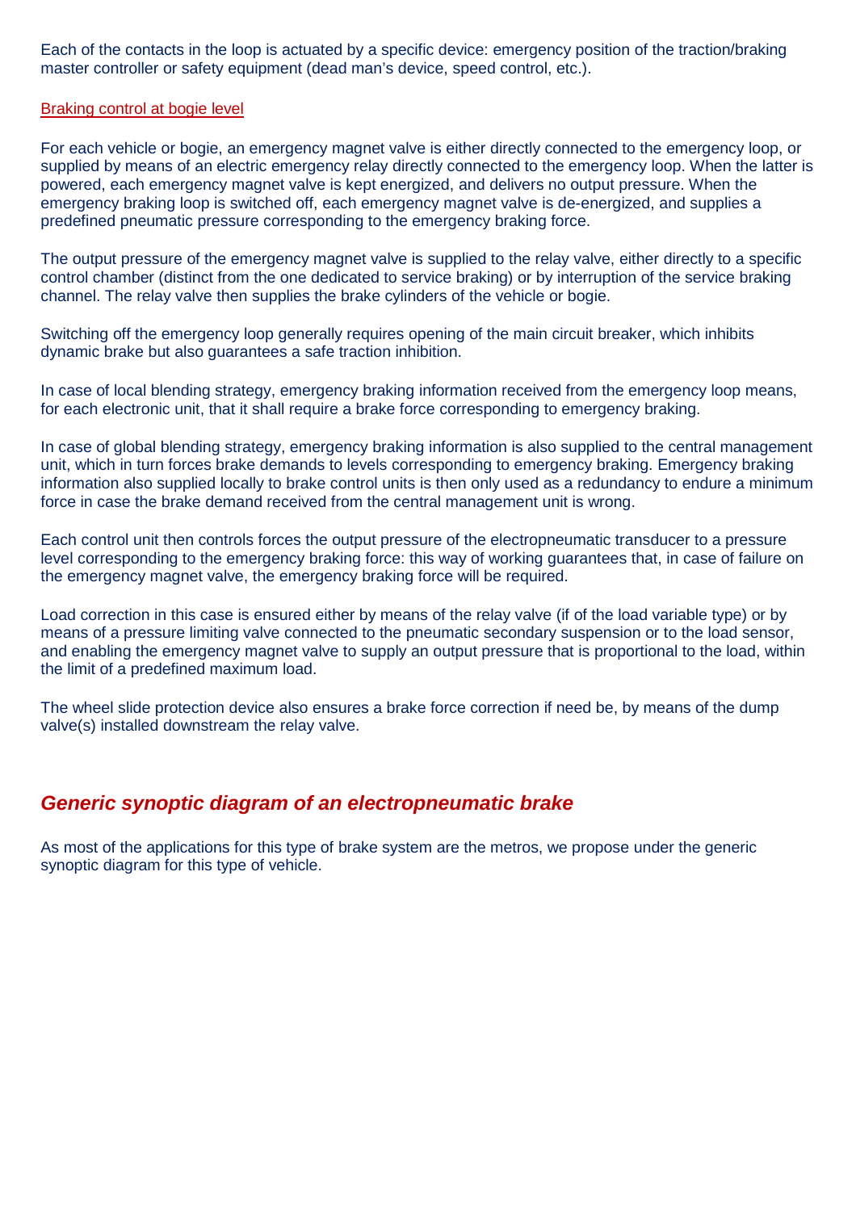Each of the contacts in the loop is actuated by a specific device: emergency position of the traction/braking master controller or safety equipment (dead man's device, speed control, etc.).

### Braking control at bogie level

For each vehicle or bogie, an emergency magnet valve is either directly connected to the emergency loop, or supplied by means of an electric emergency relay directly connected to the emergency loop. When the latter is powered, each emergency magnet valve is kept energized, and delivers no output pressure. When the emergency braking loop is switched off, each emergency magnet valve is de-energized, and supplies a predefined pneumatic pressure corresponding to the emergency braking force.

The output pressure of the emergency magnet valve is supplied to the relay valve, either directly to a specific control chamber (distinct from the one dedicated to service braking) or by interruption of the service braking channel. The relay valve then supplies the brake cylinders of the vehicle or bogie.

Switching off the emergency loop generally requires opening of the main circuit breaker, which inhibits dynamic brake but also guarantees a safe traction inhibition.

In case of local blending strategy, emergency braking information received from the emergency loop means, for each electronic unit, that it shall require a brake force corresponding to emergency braking.

In case of global blending strategy, emergency braking information is also supplied to the central management unit, which in turn forces brake demands to levels corresponding to emergency braking. Emergency braking information also supplied locally to brake control units is then only used as a redundancy to endure a minimum force in case the brake demand received from the central management unit is wrong.

Each control unit then controls forces the output pressure of the electropneumatic transducer to a pressure level corresponding to the emergency braking force: this way of working guarantees that, in case of failure on the emergency magnet valve, the emergency braking force will be required.

Load correction in this case is ensured either by means of the relay valve (if of the load variable type) or by means of a pressure limiting valve connected to the pneumatic secondary suspension or to the load sensor, and enabling the emergency magnet valve to supply an output pressure that is proportional to the load, within the limit of a predefined maximum load.

The wheel slide protection device also ensures a brake force correction if need be, by means of the dump valve(s) installed downstream the relay valve.

## *Generic synoptic diagram of an electropneumatic brake*

As most of the applications for this type of brake system are the metros, we propose under the generic synoptic diagram for this type of vehicle.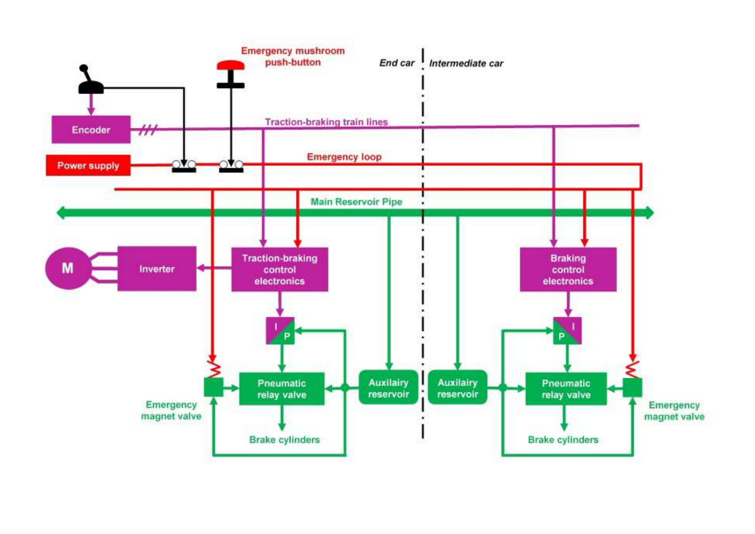Emergency mushroom push-button

End car

Intermediate car

Encoder

Traction-braking train lines

Power supply

Emergency loop

Main Reservoir Pipe

M

Inverter

Traction-braking control electronics

Braking control electronics

I

P

I

P

Pneumatic relay valve

Auxilairy reservoir

Auxilairy reservoir

Pneumatic relay valve

Emergency magnet valve

Brake cylinders

Brake cylinders

Emergency magnet valve